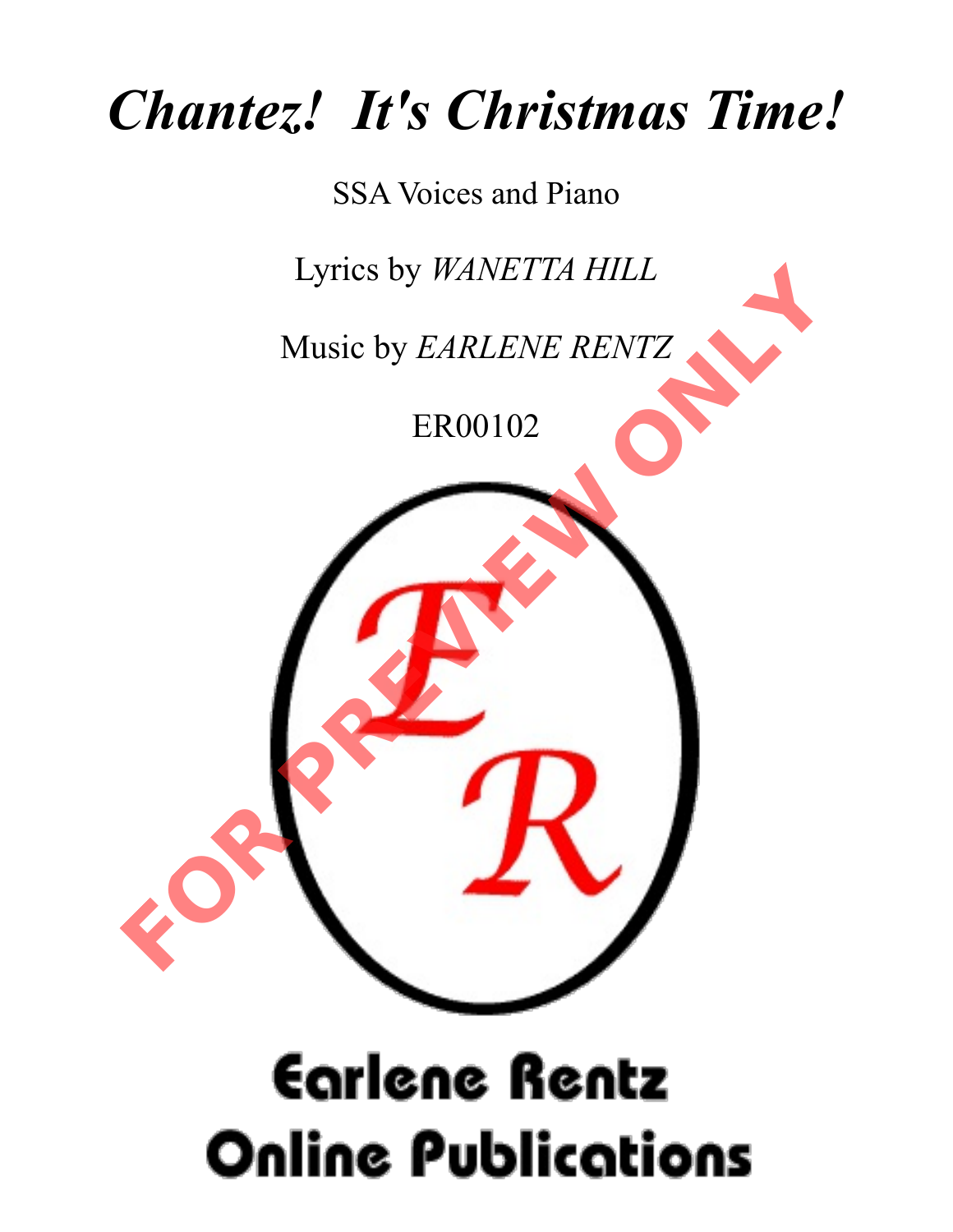# *Chantez! It's Christmas Time!*

SSA Voices and Piano

Lyrics by *WANETTA HILL*

Music by *EARLENE RENTZ*

ER00102

FOR PREVIEW ONLY

Earlene Rentz
Online Publications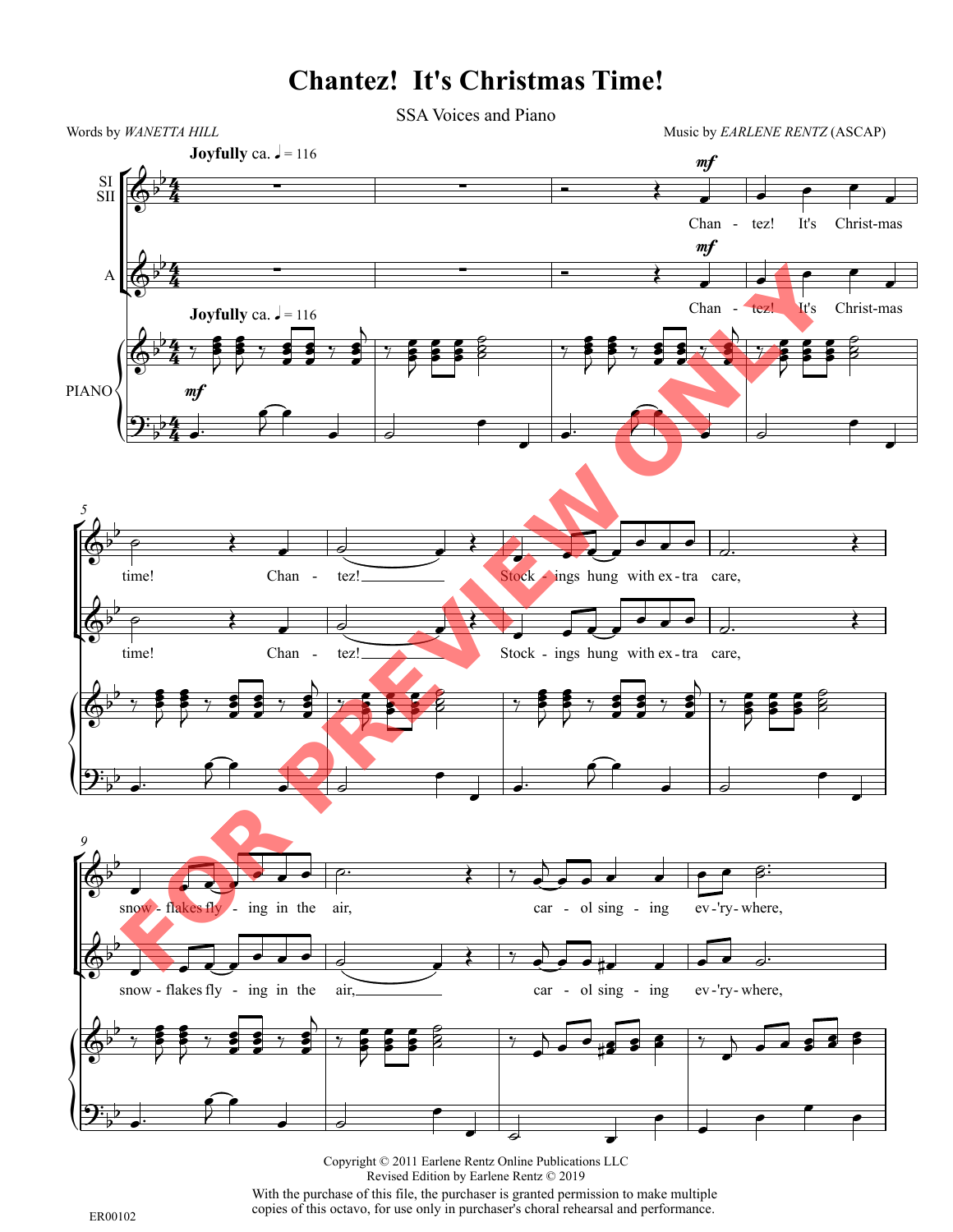# Chantez! It's Christmas Time!

SSA Voices and Piano

Words by *WANETTA HILL*

Music by *EARLENE RENTZ* (ASCAP)

**Joyfully** ca. ♩ = 116

SI / SII: Chan - tez! It's Christ-mas time! Chan - tez! Stock - ings hung with ex - tra care, snow - flakes fly - ing in the air, car - ol sing - ing ev-'ry-where,

A: Chan - tez! It's Christ-mas time! Chan - tez! Stock - ings hung with ex - tra care, snow - flakes fly - ing in the air, car - ol sing - ing ev-'ry-where,

PIANO

FOR PREVIEW ONLY

Copyright © 2011 Earlene Rentz Online Publications LLC
Revised Edition by Earlene Rentz © 2019

With the purchase of this file, the purchaser is granted permission to make multiple copies of this octavo, for use only in purchaser's choral rehearsal and performance.

ER00102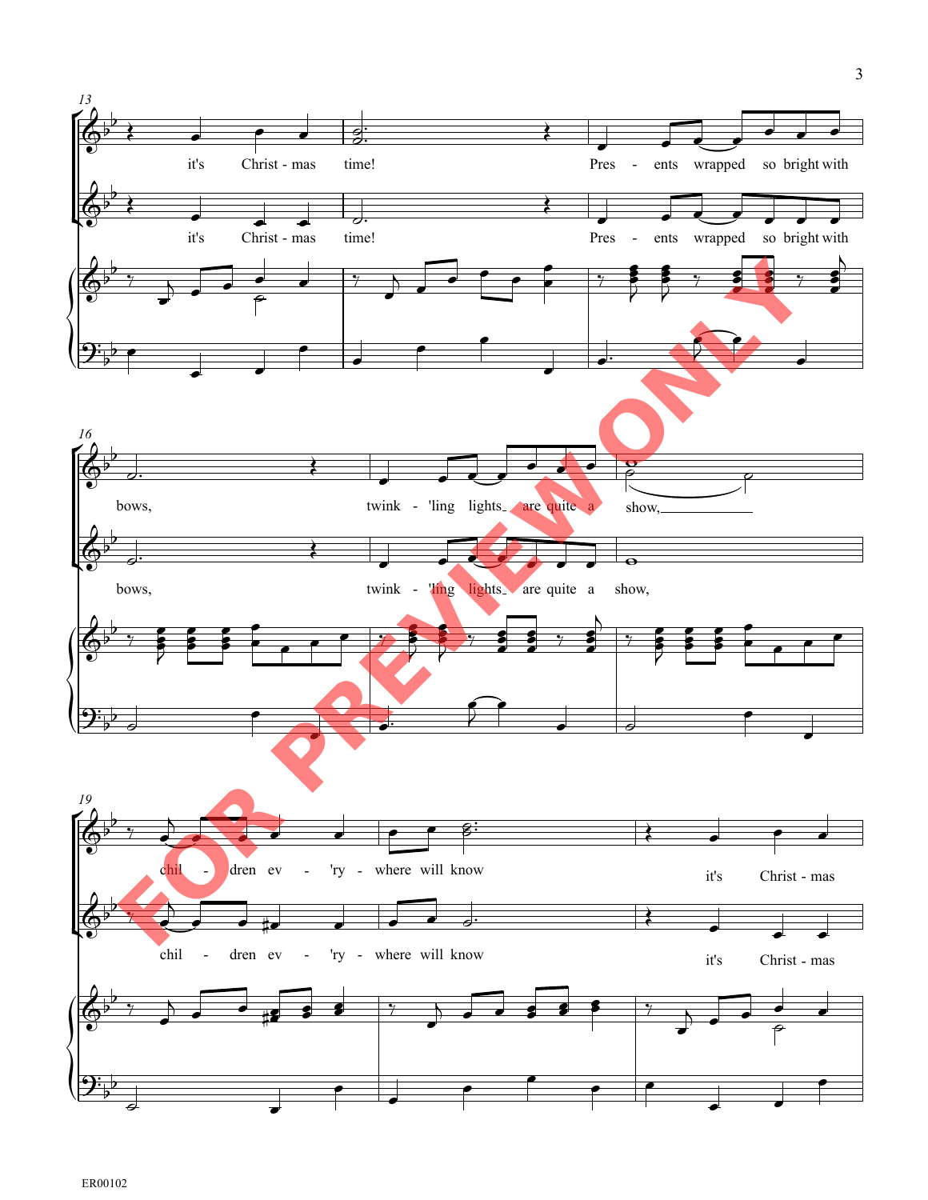13

it's Christ - mas time! Pres - ents wrapped so bright with

it's Christ - mas time! Pres - ents wrapped so bright with

16

bows, twink - 'ling lights_ are quite a show,___

bows, twink - 'ling lights_ are quite a show,

19

chil - dren ev - 'ry - where will know it's Christ - mas

chil - dren ev - 'ry - where will know it's Christ - mas

FOR PREVIEW ONLY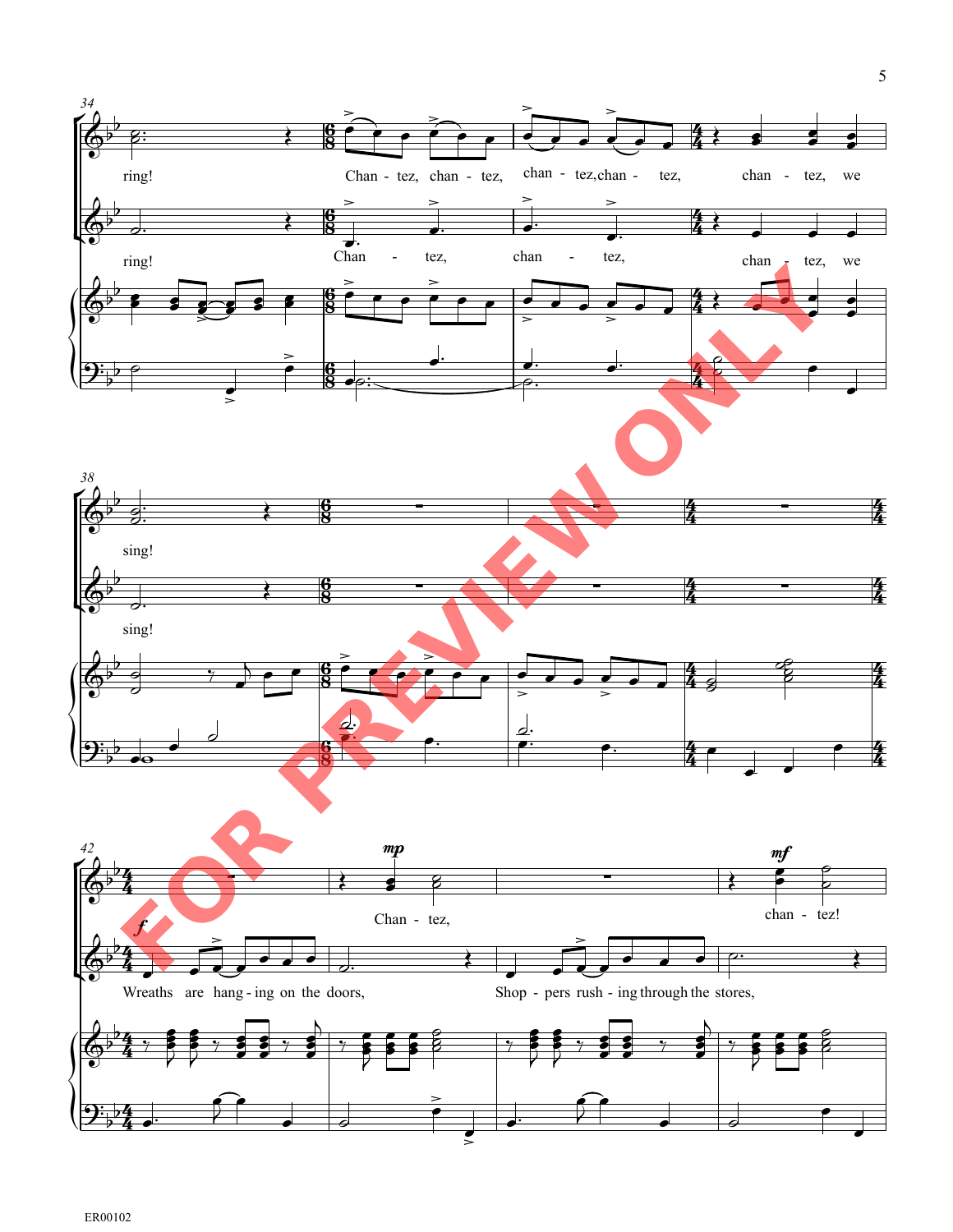34

ring! Chan - tez, chan - tez, chan - tez, chan - tez, chan - tez, we

ring! Chan - tez, chan - tez, chan - tez, we

38

sing!

sing!

42

*mp* Chan - tez, *mf* chan - tez!

*f* Wreaths are hang - ing on the doors, Shop - pers rush - ing through the stores,

FOR PREVIEW ONLY

ER00102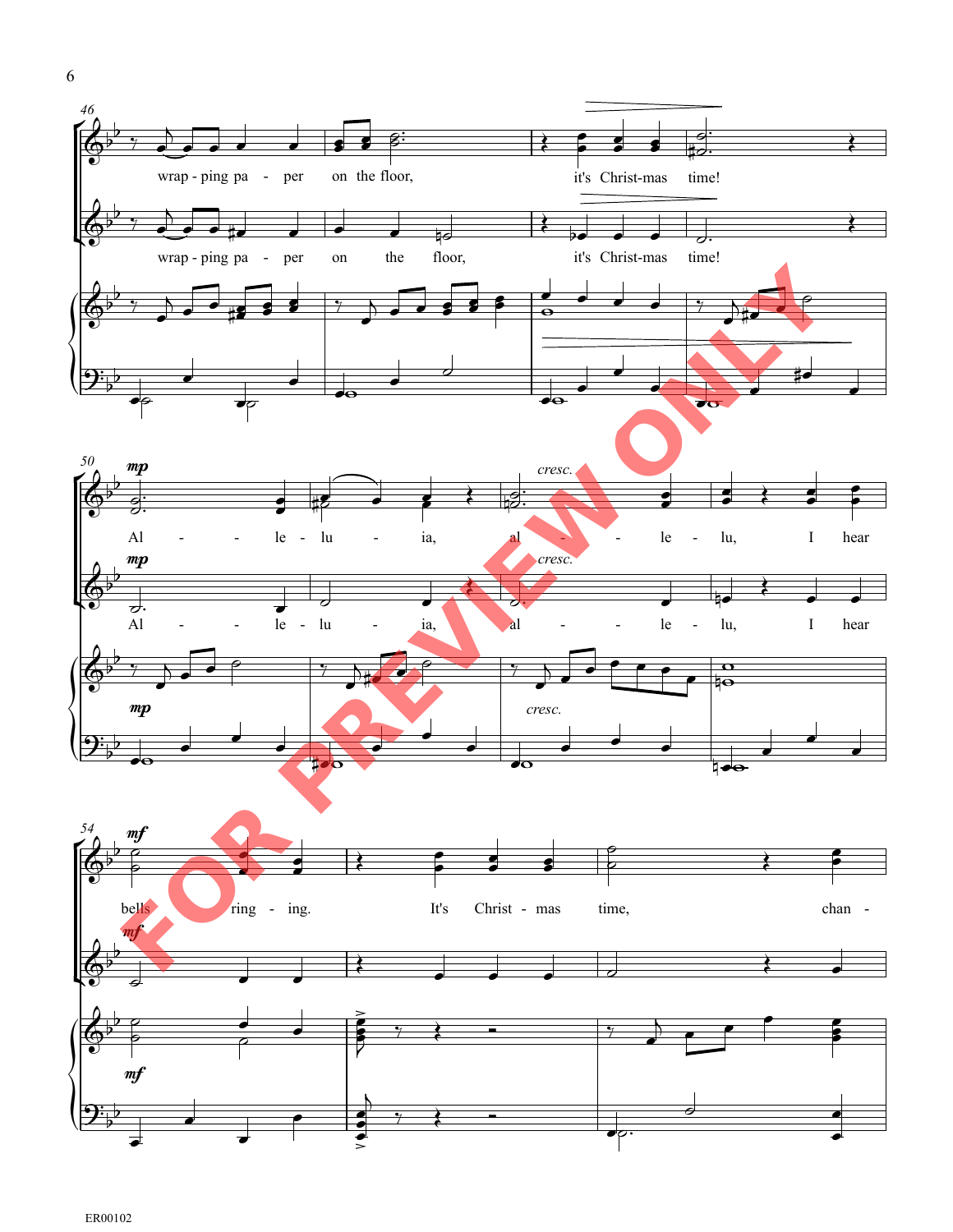wrap - ping pa - per on the floor, it's Christ-mas time!

wrap - ping pa - per on the floor, it's Christ-mas time!

*mp*

Al - le - lu - ia, *cresc.* al - le - lu, I hear

Al - le - lu - ia, *cresc.* al - le - lu, I hear

*mf*

bells ring - ing. It's Christ - mas time, chan -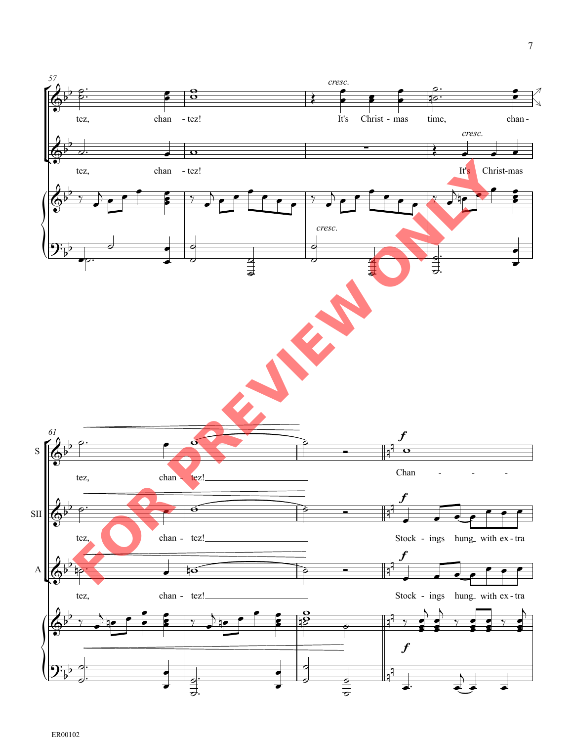57

*cresc.*

tez, chan - tez! It's Christ - mas time, chan -

*cresc.*

tez, chan - tez! It's Christ-mas

*cresc.*

61

S

*f*

tez, chan - tez! Chan - - -

SII

*f*

tez, chan - tez! Stock - ings hung with ex - tra

A

*f*

tez, chan - tez! Stock - ings hung with ex - tra

*f*

FOR PREVIEW ONLY

ER00102